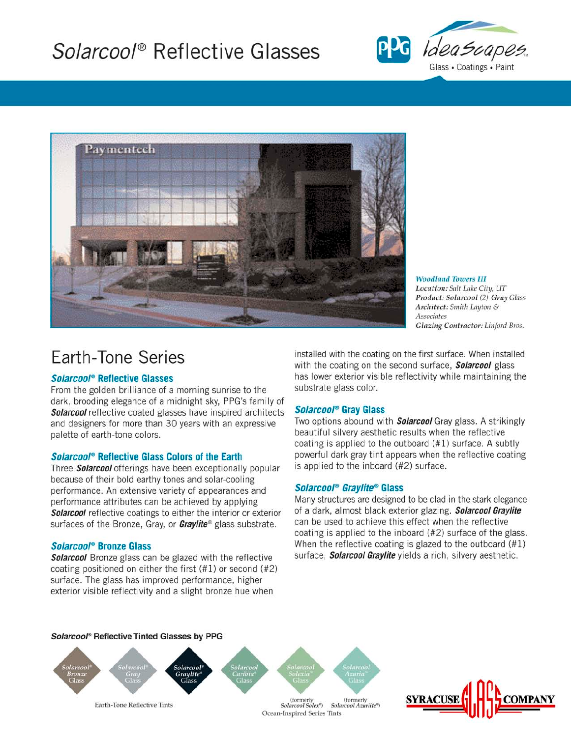# Solarcool® Reflective Glasses

PPG IdeaScapes™
Glass • Coatings • Paint

***Woodland Towers III***
*Location: Salt Lake City, UT*
*Product: Solarcool (2) Gray Glass*
*Architect: Smith Layton & Associates*
*Glazing Contractor: Linford Bros.*

## Earth-Tone Series

### Solarcool® Reflective Glasses

From the golden brilliance of a morning sunrise to the dark, brooding elegance of a midnight sky, PPG's family of ***Solarcool*** reflective coated glasses have inspired architects and designers for more than 30 years with an expressive palette of earth-tone colors.

### Solarcool® Reflective Glass Colors of the Earth

Three ***Solarcool*** offerings have been exceptionally popular because of their bold earthy tones and solar-cooling performance. An extensive variety of appearances and performance attributes can be achieved by applying ***Solarcool*** reflective coatings to either the interior or exterior surfaces of the Bronze, Gray, or ***Graylite***® glass substrate.

### Solarcool® Bronze Glass

***Solarcool*** Bronze glass can be glazed with the reflective coating positioned on either the first (#1) or second (#2) surface. The glass has improved performance, higher exterior visible reflectivity and a slight bronze hue when installed with the coating on the first surface. When installed with the coating on the second surface, ***Solarcool*** glass has lower exterior visible reflectivity while maintaining the substrate glass color.

### Solarcool® Gray Glass

Two options abound with ***Solarcool*** Gray glass. A strikingly beautiful silvery aesthetic results when the reflective coating is applied to the outboard (#1) surface. A subtly powerful dark gray tint appears when the reflective coating is applied to the inboard (#2) surface.

### Solarcool® Graylite® Glass

Many structures are designed to be clad in the stark elegance of a dark, almost black exterior glazing. ***Solarcool Graylite*** can be used to achieve this effect when the reflective coating is applied to the inboard (#2) surface of the glass. When the reflective coating is glazed to the outboard (#1) surface, ***Solarcool Graylite*** yields a rich, silvery aesthetic.

**Solarcool® Reflective Tinted Glasses by PPG**

Solarcool® Bronze Glass | Solarcool® Gray Glass | Solarcool® Graylite® Glass — Earth-Tone Reflective Tints

Solarcool Caribia® Glass | Solarcool Solexia™ Glass (formerly Solarcool Solex®) | Solarcool Azuria™ Glass (formerly Solarcool Azurlite®) — Ocean-Inspired Series Tints

SYRACUSE GLASS COMPANY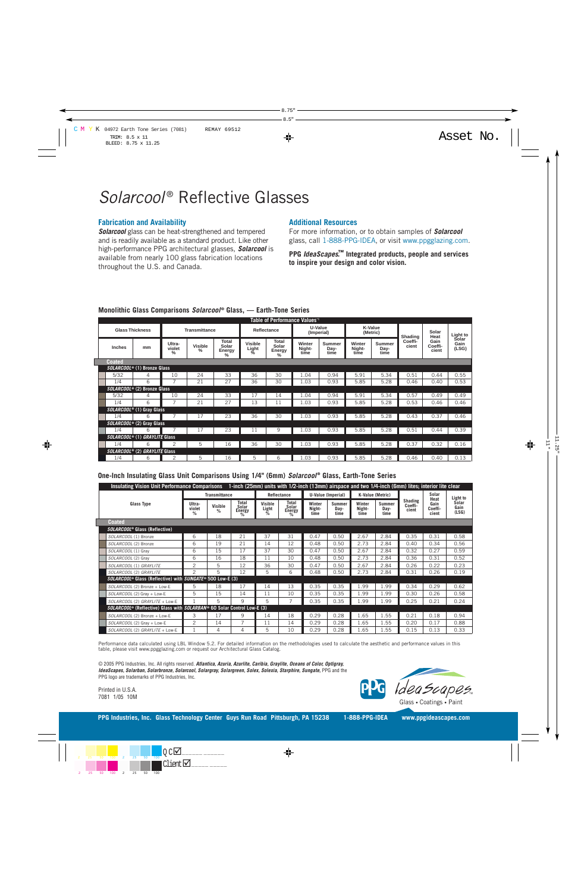# *Solarcool®* Reflective Glasses

## Fabrication and Availability

***Solarcool*** glass can be heat-strengthened and tempered and is readily available as a standard product. Like other high-performance PPG architectural glasses, ***Solarcool*** is available from nearly 100 glass fabrication locations throughout the U.S. and Canada.

## Additional Resources

For more information, or to obtain samples of ***Solarcool*** glass, call 1-888-PPG-IDEA, or visit www.ppgglazing.com.

**PPG *IdeaScapes*™ Integrated products, people and services to inspire your design and color vision.**

### Monolithic Glass Comparisons *Solarcool®* Glass, — Earth-Tone Series

**Table of Performance Values*1**

| Glass Thickness | | Transmittance | | | Reflectance | | U-Value (Imperial) | | K-Value (Metric) | | Shading Coeffi-cient | Solar Heat Gain Coeffi-cient | Light to Solar Gain (LSG) |
|---|---|---|---|---|---|---|---|---|---|---|---|---|---|
| Inches | mm | Ultra-violet % | Visible % | Total Solar Energy % | Visible Light % | Total Solar Energy % | Winter Night-time | Summer Day-time | Winter Night-time | Summer Day-time | | | |
| **Coated** | | | | | | | | | | | | | |
| ***SOLARCOOL® (1) Bronze Glass*** | | | | | | | | | | | | | |
| 5/32 | 4 | 10 | 24 | 33 | 36 | 30 | 1.04 | 0.94 | 5.91 | 5.34 | 0.51 | 0.44 | 0.55 |
| 1/4 | 6 | 7 | 21 | 27 | 36 | 30 | 1.03 | 0.93 | 5.85 | 5.28 | 0.46 | 0.40 | 0.53 |
| ***SOLARCOOL® (2) Bronze Glass*** | | | | | | | | | | | | | |
| 5/32 | 4 | 10 | 24 | 33 | 17 | 14 | 1.04 | 0.94 | 5.91 | 5.34 | 0.57 | 0.49 | 0.49 |
| 1/4 | 6 | 7 | 21 | 27 | 13 | 11 | 1.03 | 0.93 | 5.85 | 5.28 | 0.53 | 0.46 | 0.46 |
| ***SOLARCOOL® (1) Gray Glass*** | | | | | | | | | | | | | |
| 1/4 | 6 | 7 | 17 | 23 | 36 | 30 | 1.03 | 0.93 | 5.85 | 5.28 | 0.43 | 0.37 | 0.46 |
| ***SOLARCOOL® (2) Gray Glass*** | | | | | | | | | | | | | |
| 1/4 | 6 | 7 | 17 | 23 | 11 | 9 | 1.03 | 0.93 | 5.85 | 5.28 | 0.51 | 0.44 | 0.39 |
| ***SOLARCOOL® (1) GRAYLITE Glass*** | | | | | | | | | | | | | |
| 1/4 | 6 | 2 | 5 | 16 | 36 | 30 | 1.03 | 0.93 | 5.85 | 5.28 | 0.37 | 0.32 | 0.16 |
| ***SOLARCOOL® (2) GRAYLITE Glass*** | | | | | | | | | | | | | |
| 1/4 | 6 | 2 | 5 | 16 | 5 | 6 | 1.03 | 0.93 | 5.85 | 5.28 | 0.46 | 0.40 | 0.13 |

### One-Inch Insulating Glass Unit Comparisons Using 1/4" (6mm) *Solarcool®* Glass, Earth-Tone Series

**Insulating Vision Unit Performance Comparisons — 1-inch (25mm) units with 1/2-inch (13mm) airspace and two 1/4-inch (6mm) lites; interior lite clear**

| Glass Type | Transmittance | | | Reflectance | | U-Value (Imperial) | | K-Value (Metric) | | Shading Coeffi-cient | Solar Heat Gain Coeffi-cient | Light to Solar Gain (LSG) |
|---|---|---|---|---|---|---|---|---|---|---|---|---|
| | Ultra-violet % | Visible % | Total Solar Energy % | Visible Light % | Total Solar Energy % | Winter Night-time | Summer Day-time | Winter Night-time | Summer Day-time | | | |
| **Coated** | | | | | | | | | | | | |
| ***SOLARCOOL® Glass (Reflective)*** | | | | | | | | | | | | |
| *SOLARCOOL (1) Bronze* | 6 | 18 | 21 | 37 | 31 | 0.47 | 0.50 | 2.67 | 2.84 | 0.35 | 0.31 | 0.58 |
| *SOLARCOOL (2) Bronze* | 6 | 19 | 21 | 14 | 12 | 0.48 | 0.50 | 2.73 | 2.84 | 0.40 | 0.34 | 0.56 |
| *SOLARCOOL (1) Gray* | 6 | 15 | 17 | 37 | 30 | 0.47 | 0.50 | 2.67 | 2.84 | 0.32 | 0.27 | 0.59 |
| *SOLARCOOL (2) Gray* | 6 | 16 | 18 | 11 | 10 | 0.48 | 0.50 | 2.73 | 2.84 | 0.36 | 0.31 | 0.52 |
| *SOLARCOOL (1) GRAYLITE* | 2 | 5 | 12 | 36 | 30 | 0.47 | 0.50 | 2.67 | 2.84 | 0.26 | 0.22 | 0.23 |
| *SOLARCOOL (2) GRAYLITE* | 2 | 5 | 12 | 5 | 6 | 0.48 | 0.50 | 2.73 | 2.84 | 0.31 | 0.26 | 0.19 |
| ***SOLARCOOL® Glass (Reflective) with SUNGATE® 500 Low-E (3)*** | | | | | | | | | | | | |
| *SOLARCOOL (2) Bronze + Low-E* | 5 | 18 | 17 | 14 | 13 | 0.35 | 0.35 | 1.99 | 1.99 | 0.34 | 0.29 | 0.62 |
| *SOLARCOOL (2) Gray + Low-E* | 5 | 15 | 14 | 11 | 10 | 0.35 | 0.35 | 1.99 | 1.99 | 0.30 | 0.26 | 0.58 |
| *SOLARCOOL (2) GRAYLITE + Low-E* | 1 | 5 | 9 | 5 | 7 | 0.35 | 0.35 | 1.99 | 1.99 | 0.25 | 0.21 | 0.24 |
| ***SOLARCOOL® (Reflective) Glass with SOLARBAN® 60 Solar Control Low-E (3)*** | | | | | | | | | | | | |
| *SOLARCOOL (2) Bronze + Low-E* | 3 | 17 | 9 | 14 | 18 | 0.29 | 0.28 | 1.65 | 1.55 | 0.21 | 0.18 | 0.94 |
| *SOLARCOOL (2) Gray + Low-E* | 2 | 14 | 7 | 11 | 14 | 0.29 | 0.28 | 1.65 | 1.55 | 0.20 | 0.17 | 0.88 |
| *SOLARCOOL (2) GRAYLITE + Low-E* | 1 | 4 | 4 | 5 | 10 | 0.29 | 0.28 | 1.65 | 1.55 | 0.15 | 0.13 | 0.33 |

Performance data calculated using LBL Window 5.2. For detailed information on the methodologies used to calculate the aesthetic and performance values in this table, please visit www.ppgglazing.com or request our Architectural Glass Catalog.

© 2005 PPG Industries, Inc. All rights reserved. ***Atlantica, Azuria, Azurlite, Caribia, Graylite, Oceans of Color, Optigray, IdeaScapes, Solarban, Solarbronze, Solarcool, Solargray, Solargreen, Solex, Solexia, Starphire, Sungate,*** PPG and the PPG logo are trademarks of PPG Industries, Inc.

Printed in U.S.A.
7081 1/05 10M

PPG *IdeaScapes*™ Glass • Coatings • Paint

**PPG Industries, Inc. Glass Technology Center Guys Run Road Pittsburgh, PA 15238 1-888-PPG-IDEA www.ppgideascapes.com**